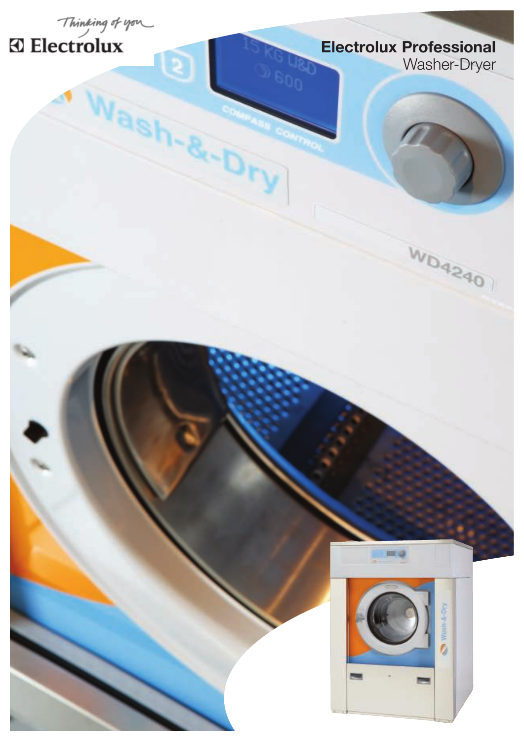Thinking of you

Electrolux

# Electrolux Professional

Washer-Dryer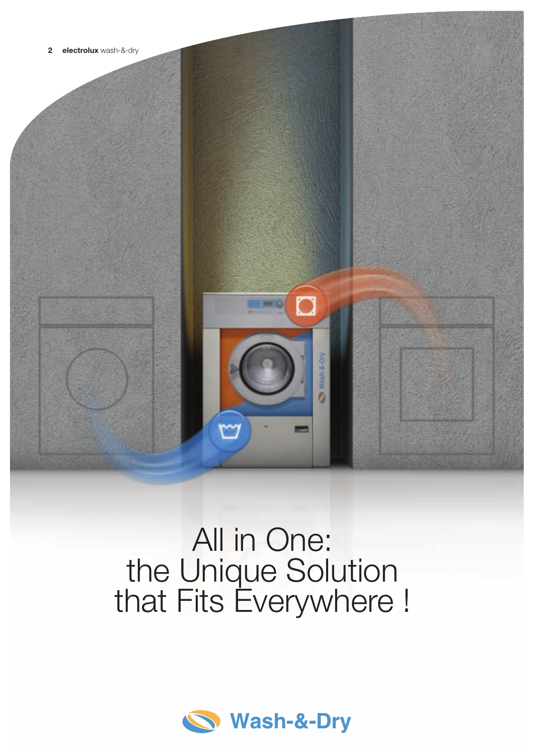# All in One:
# the Unique Solution that Fits Everywhere !

**Wash-&-Dry**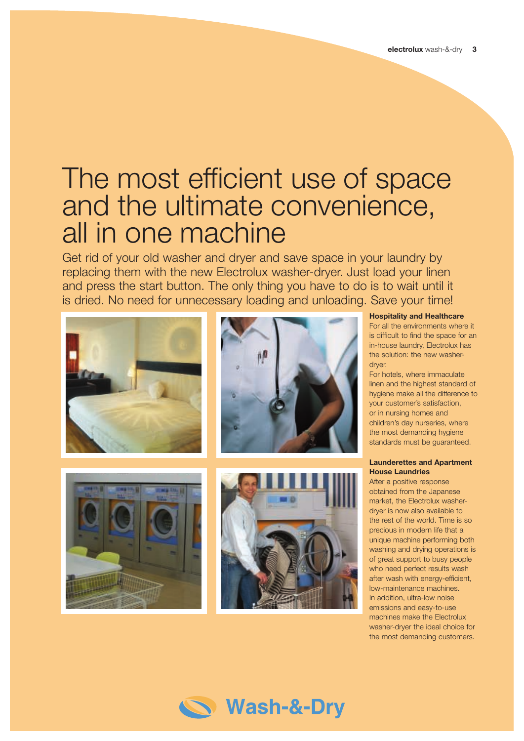# The most efficient use of space and the ultimate convenience, all in one machine

Get rid of your old washer and dryer and save space in your laundry by replacing them with the new Electrolux washer-dryer. Just load your linen and press the start button. The only thing you have to do is to wait until it is dried. No need for unnecessary loading and unloading. Save your time!

**Hospitality and Healthcare**

For all the environments where it is difficult to find the space for an in-house laundry, Electrolux has the solution: the new washer-dryer.

For hotels, where immaculate linen and the highest standard of hygiene make all the difference to your customer's satisfaction, or in nursing homes and children's day nurseries, where the most demanding hygiene standards must be guaranteed.

**Launderettes and Apartment House Laundries**

After a positive response obtained from the Japanese market, the Electrolux washer-dryer is now also available to the rest of the world. Time is so precious in modern life that a unique machine performing both washing and drying operations is of great support to busy people who need perfect results wash after wash with energy-efficient, low-maintenance machines.

In addition, ultra-low noise emissions and easy-to-use machines make the Electrolux washer-dryer the ideal choice for the most demanding customers.

Wash-&-Dry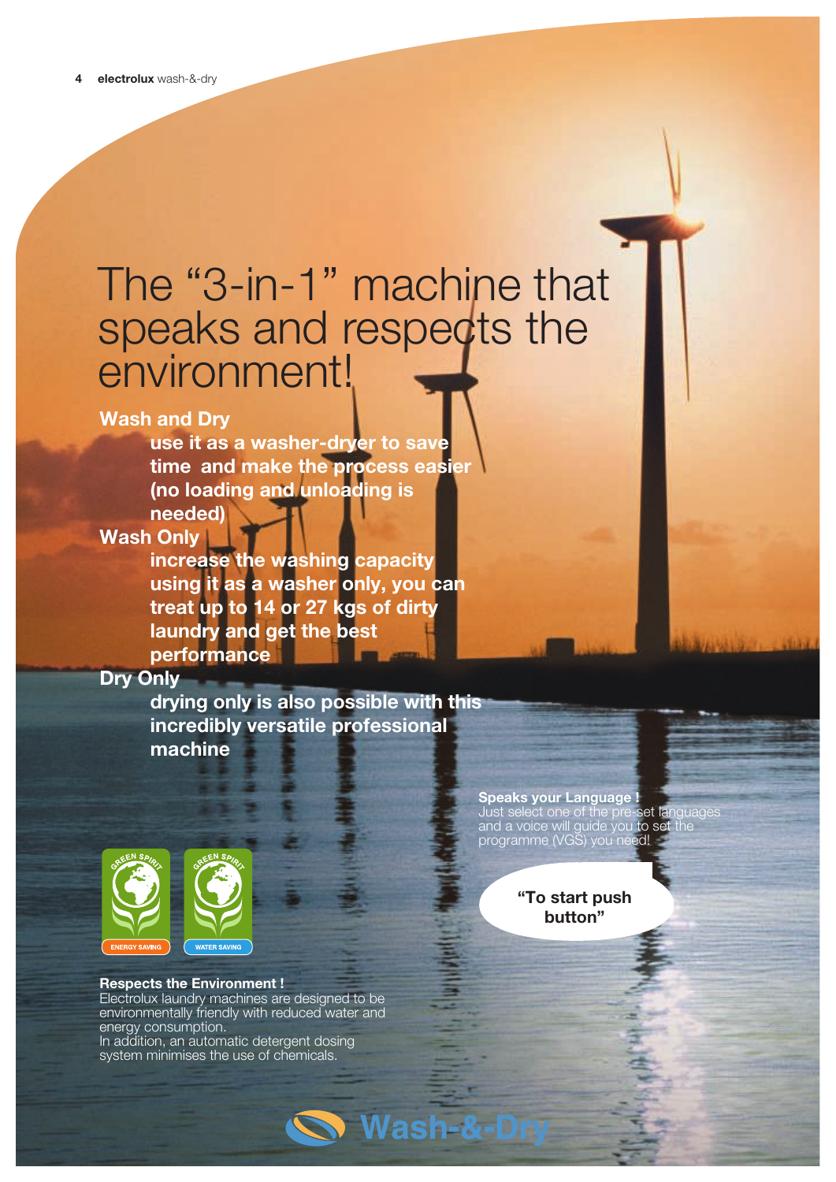# The "3-in-1" machine that speaks and respects the environment!

**Wash and Dry**

**use it as a washer-dryer to save time and make the process easier (no loading and unloading is needed)**

**Wash Only**

**increase the washing capacity using it as a washer only, you can treat up to 14 or 27 kgs of dirty laundry and get the best performance**

**Dry Only**

**drying only is also possible with this incredibly versatile professional machine**

**Speaks your Language !**
Just select one of the pre-set languages and a voice will guide you to set the programme (VGS) you need!

**"To start push button"**

GREEN SPIRIT ENERGY SAVING

GREEN SPIRIT WATER SAVING

**Respects the Environment !**
Electrolux laundry machines are designed to be environmentally friendly with reduced water and energy consumption.
In addition, an automatic detergent dosing system minimises the use of chemicals.

Wash-&-Dry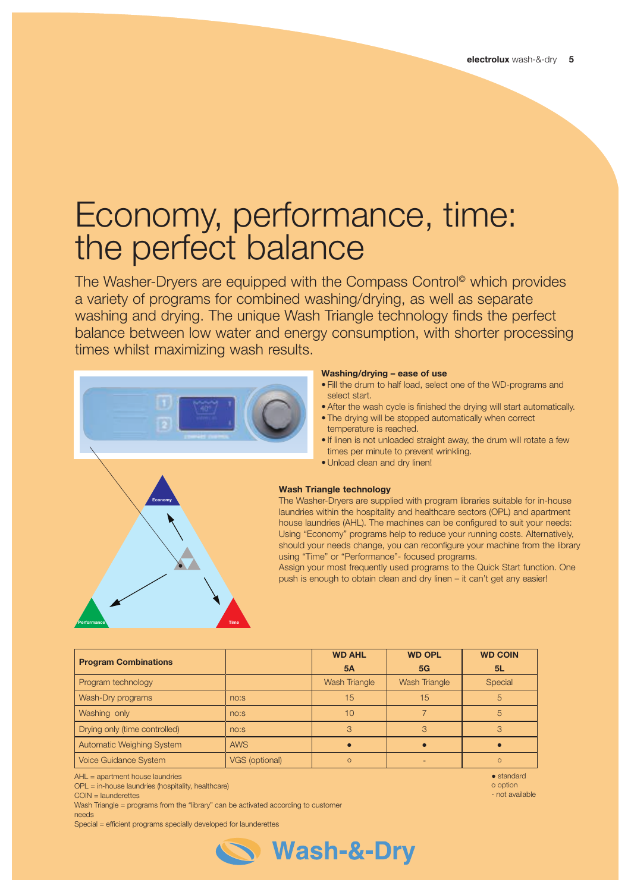# Economy, performance, time: the perfect balance

The Washer-Dryers are equipped with the Compass Control© which provides a variety of programs for combined washing/drying, as well as separate washing and drying. The unique Wash Triangle technology finds the perfect balance between low water and energy consumption, with shorter processing times whilst maximizing wash results.

### Washing/drying – ease of use

- Fill the drum to half load, select one of the WD-programs and select start.
- After the wash cycle is finished the drying will start automatically.
- The drying will be stopped automatically when correct temperature is reached.
- If linen is not unloaded straight away, the drum will rotate a few times per minute to prevent wrinkling.
- Unload clean and dry linen!

### Wash Triangle technology

The Washer-Dryers are supplied with program libraries suitable for in-house laundries within the hospitality and healthcare sectors (OPL) and apartment house laundries (AHL). The machines can be configured to suit your needs: Using "Economy" programs help to reduce your running costs. Alternatively, should your needs change, you can reconfigure your machine from the library using "Time" or "Performance"- focused programs.
Assign your most frequently used programs to the Quick Start function. One push is enough to obtain clean and dry linen – it can't get any easier!

Economy

Performance

Time

| Program Combinations | | WD AHL 5A | WD OPL 5G | WD COIN 5L |
|---|---|---|---|---|
| Program technology | | Wash Triangle | Wash Triangle | Special |
| Wash-Dry programs | no:s | 15 | 15 | 5 |
| Washing only | no:s | 10 | 7 | 5 |
| Drying only (time controlled) | no:s | 3 | 3 | 3 |
| Automatic Weighing System | AWS | ● | ● | ● |
| Voice Guidance System | VGS (optional) | o | - | o |

AHL = apartment house laundries
OPL = in-house laundries (hospitality, healthcare)
COIN = launderettes
Wash Triangle = programs from the "library" can be activated according to customer needs
Special = efficient programs specially developed for launderettes

● standard
o option
- not available

Wash-&-Dry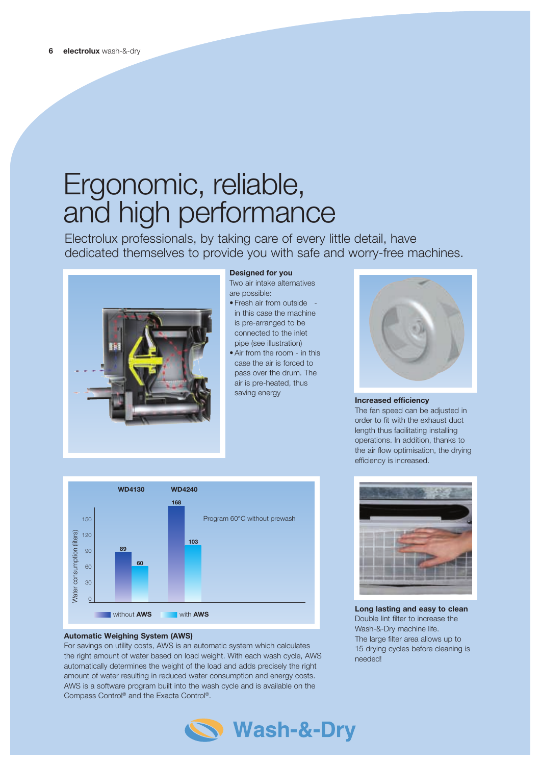# Ergonomic, reliable, and high performance

Electrolux professionals, by taking care of every little detail, have dedicated themselves to provide you with safe and worry-free machines.

**Designed for you**

Two air intake alternatives are possible:

- Fresh air from outside - in this case the machine is pre-arranged to be connected to the inlet pipe (see illustration)
- Air from the room - in this case the air is forced to pass over the drum. The air is pre-heated, thus saving energy

**Increased efficiency**

The fan speed can be adjusted in order to fit with the exhaust duct length thus facilitating installing operations. In addition, thanks to the air flow optimisation, the drying efficiency is increased.

Water consumption (liters) – Program 60°C without prewash

| | without AWS | with AWS |
|---|---|---|
| WD4130 | 89 | 60 |
| WD4240 | 168 | 103 |

**Automatic Weighing System (AWS)**

For savings on utility costs, AWS is an automatic system which calculates the right amount of water based on load weight. With each wash cycle, AWS automatically determines the weight of the load and adds precisely the right amount of water resulting in reduced water consumption and energy costs. AWS is a software program built into the wash cycle and is available on the Compass Control® and the Exacta Control®.

**Long lasting and easy to clean**

Double lint filter to increase the Wash-&-Dry machine life.
The large filter area allows up to 15 drying cycles before cleaning is needed!

Wash-&-Dry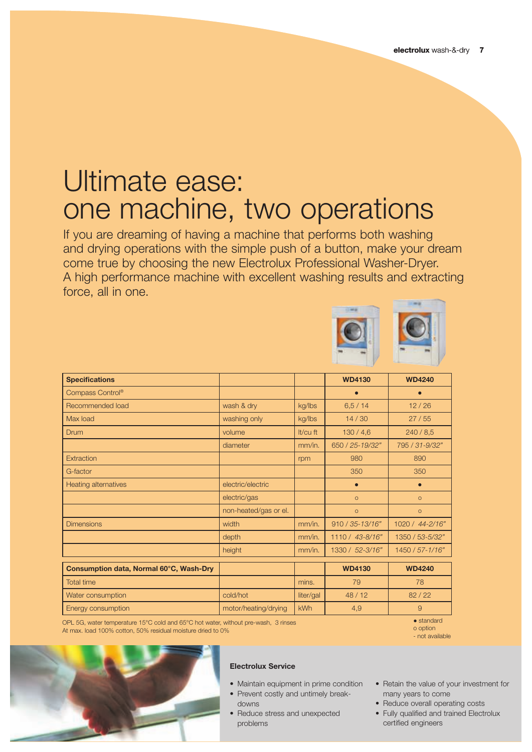# Ultimate ease: one machine, two operations

If you are dreaming of having a machine that performs both washing and drying operations with the simple push of a button, make your dream come true by choosing the new Electrolux Professional Washer-Dryer. A high performance machine with excellent washing results and extracting force, all in one.

| Specifications | | | WD4130 | WD4240 |
|---|---|---|---|---|
| Compass Control® | | | ● | ● |
| Recommended load | wash & dry | kg/lbs | 6,5 / 14 | 12 / 26 |
| Max load | washing only | kg/lbs | 14 / 30 | 27 / 55 |
| Drum | volume | lt/cu ft | 130 / 4,6 | 240 / 8,5 |
| | diameter | mm/in. | 650 / *25-19/32"* | 795 / *31-9/32"* |
| Extraction | | rpm | 980 | 890 |
| G-factor | | | 350 | 350 |
| Heating alternatives | electric/electric | | ● | ● |
| | electric/gas | | o | o |
| | non-heated/gas or el. | | o | o |
| Dimensions | width | mm/in. | 910 / *35-13/16"* | 1020 / *44-2/16"* |
| | depth | mm/in. | 1110 / *43-8/16"* | 1350 / *53-5/32"* |
| | height | mm/in. | 1330 / *52-3/16"* | 1450 / *57-1/16"* |

| Consumption data, Normal 60°C, Wash-Dry | | | WD4130 | WD4240 |
|---|---|---|---|---|
| Total time | | mins. | 79 | 78 |
| Water consumption | cold/hot | liter/gal | 48 / 12 | 82 / 22 |
| Energy consumption | motor/heating/drying | kWh | 4,9 | 9 |

OPL 5G, water temperature 15°C cold and 65°C hot water, without pre-wash, 3 rinses
At max. load 100% cotton, 50% residual moisture dried to 0%

● standard
o option
- not available

### Electrolux Service

- Maintain equipment in prime condition
- Prevent costly and untimely break-downs
- Reduce stress and unexpected problems
- Retain the value of your investment for many years to come
- Reduce overall operating costs
- Fully qualified and trained Electrolux certified engineers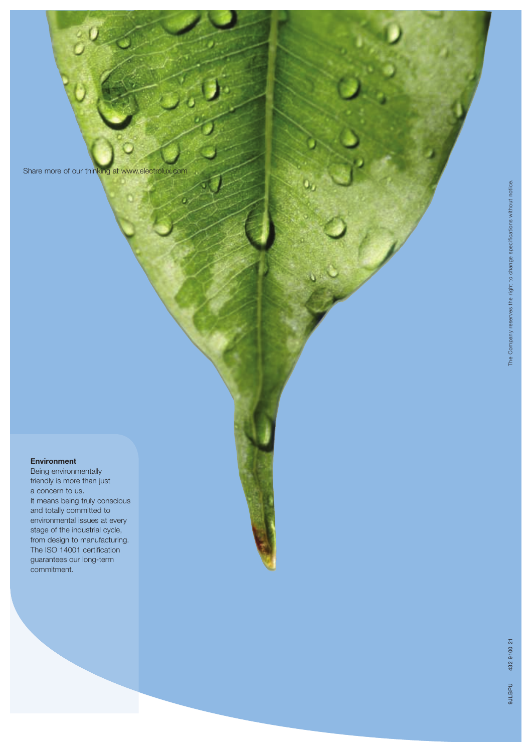Share more of our thinking at www.electrolux.com

**Environment**

Being environmentally friendly is more than just a concern to us.
It means being truly conscious and totally committed to environmental issues at every stage of the industrial cycle, from design to manufacturing.
The ISO 14001 certification guarantees our long-term commitment.

The Company reserves the right to change specifications without notice.

9JLBPU 432 9100 21